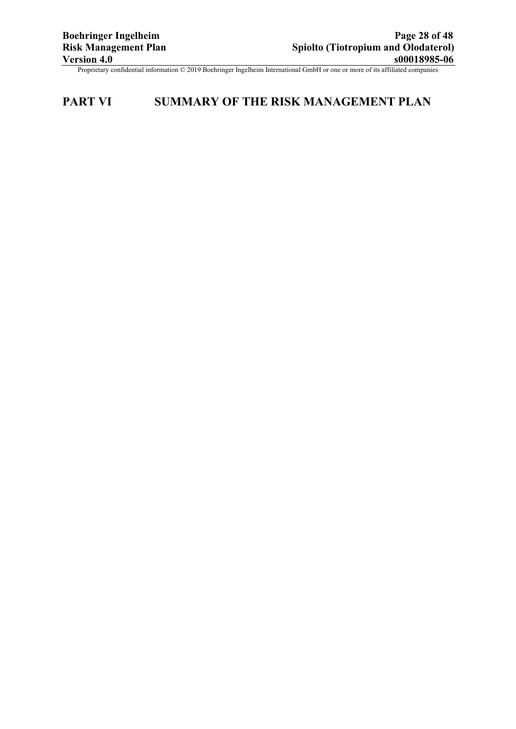# PART VI SUMMARY OF THE RISK MANAGEMENT PLAN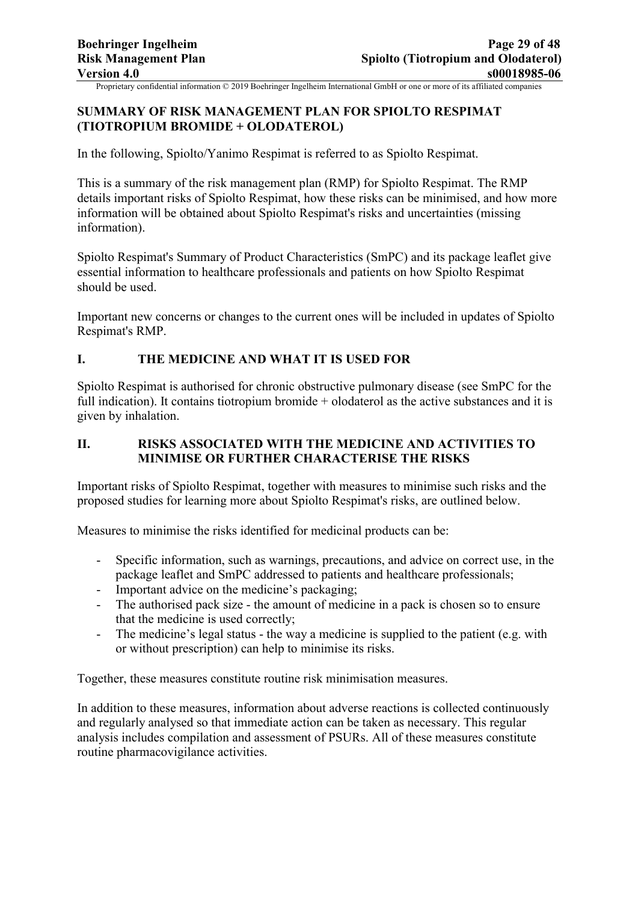## SUMMARY OF RISK MANAGEMENT PLAN FOR SPIOLTO RESPIMAT (TIOTROPIUM BROMIDE + OLODATEROL)

In the following, Spiolto/Yanimo Respimat is referred to as Spiolto Respimat.

This is a summary of the risk management plan (RMP) for Spiolto Respimat. The RMP details important risks of Spiolto Respimat, how these risks can be minimised, and how more information will be obtained about Spiolto Respimat's risks and uncertainties (missing information).

Spiolto Respimat's Summary of Product Characteristics (SmPC) and its package leaflet give essential information to healthcare professionals and patients on how Spiolto Respimat should be used.

Important new concerns or changes to the current ones will be included in updates of Spiolto Respimat's RMP.

### I. THE MEDICINE AND WHAT IT IS USED FOR

Spiolto Respimat is authorised for chronic obstructive pulmonary disease (see SmPC for the full indication). It contains tiotropium bromide + olodaterol as the active substances and it is given by inhalation.

### II. RISKS ASSOCIATED WITH THE MEDICINE AND ACTIVITIES TO MINIMISE OR FURTHER CHARACTERISE THE RISKS

Important risks of Spiolto Respimat, together with measures to minimise such risks and the proposed studies for learning more about Spiolto Respimat's risks, are outlined below.

Measures to minimise the risks identified for medicinal products can be:

- Specific information, such as warnings, precautions, and advice on correct use, in the package leaflet and SmPC addressed to patients and healthcare professionals;
- Important advice on the medicine's packaging;
- The authorised pack size - the amount of medicine in a pack is chosen so to ensure that the medicine is used correctly;
- The medicine's legal status - the way a medicine is supplied to the patient (e.g. with or without prescription) can help to minimise its risks.

Together, these measures constitute routine risk minimisation measures.

In addition to these measures, information about adverse reactions is collected continuously and regularly analysed so that immediate action can be taken as necessary. This regular analysis includes compilation and assessment of PSURs. All of these measures constitute routine pharmacovigilance activities.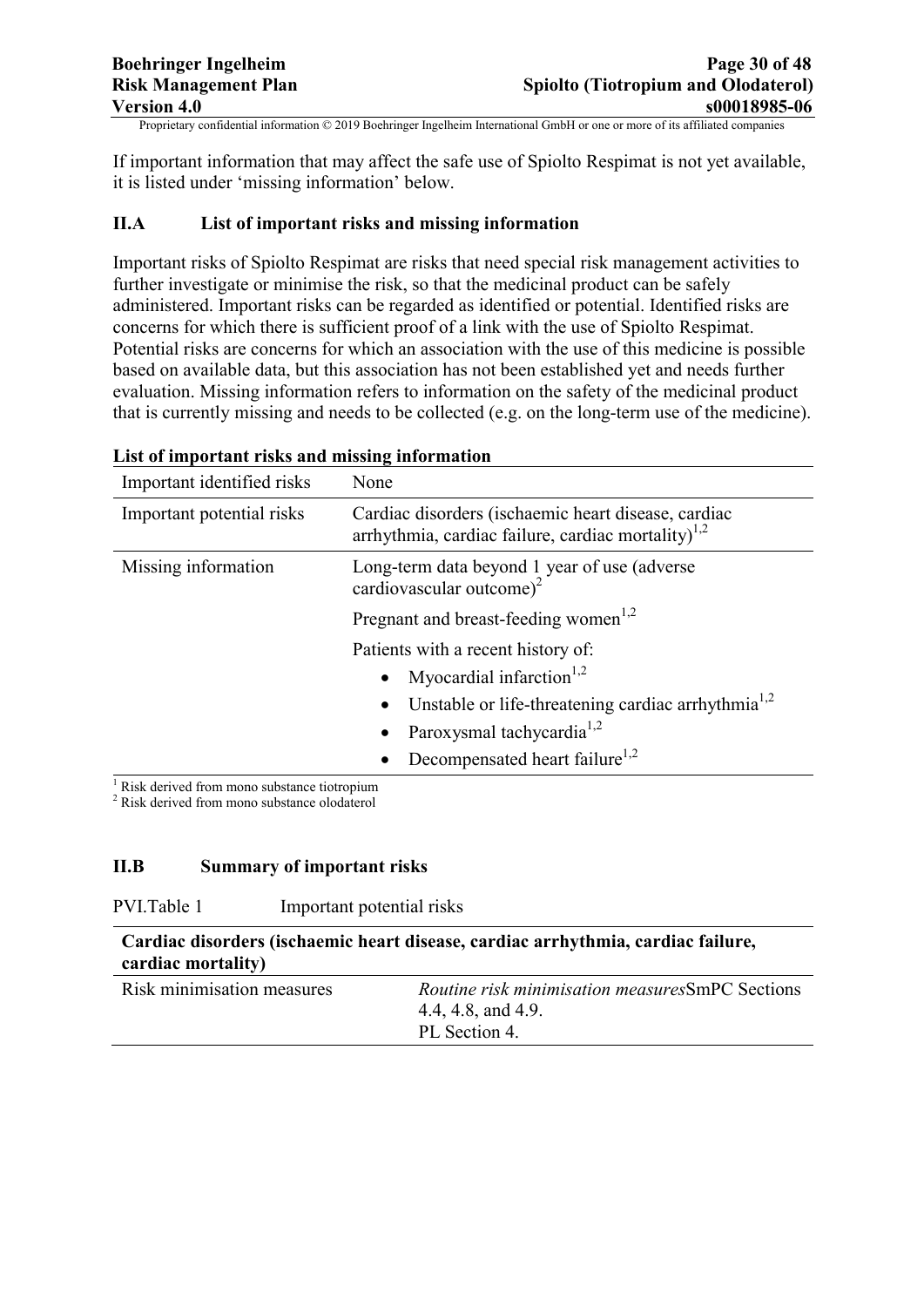If important information that may affect the safe use of Spiolto Respimat is not yet available, it is listed under 'missing information' below.

## II.A List of important risks and missing information

Important risks of Spiolto Respimat are risks that need special risk management activities to further investigate or minimise the risk, so that the medicinal product can be safely administered. Important risks can be regarded as identified or potential. Identified risks are concerns for which there is sufficient proof of a link with the use of Spiolto Respimat. Potential risks are concerns for which an association with the use of this medicine is possible based on available data, but this association has not been established yet and needs further evaluation. Missing information refers to information on the safety of the medicinal product that is currently missing and needs to be collected (e.g. on the long-term use of the medicine).

**List of important risks and missing information**

| | |
|---|---|
| Important identified risks | None |
| Important potential risks | Cardiac disorders (ischaemic heart disease, cardiac arrhythmia, cardiac failure, cardiac mortality)[1,2] |
| Missing information | Long-term data beyond 1 year of use (adverse cardiovascular outcome)[2] |
| | Pregnant and breast-feeding women[1,2] |
| | Patients with a recent history of:<br>• Myocardial infarction[1,2]<br>• Unstable or life-threatening cardiac arrhythmia[1,2]<br>• Paroxysmal tachycardia[1,2]<br>• Decompensated heart failure[1,2] |

[1] Risk derived from mono substance tiotropium
[2] Risk derived from mono substance olodaterol

## II.B Summary of important risks

PVI.Table 1 Important potential risks

| **Cardiac disorders (ischaemic heart disease, cardiac arrhythmia, cardiac failure, cardiac mortality)** | |
|---|---|
| Risk minimisation measures | *Routine risk minimisation measures*SmPC Sections 4.4, 4.8, and 4.9.<br>PL Section 4. |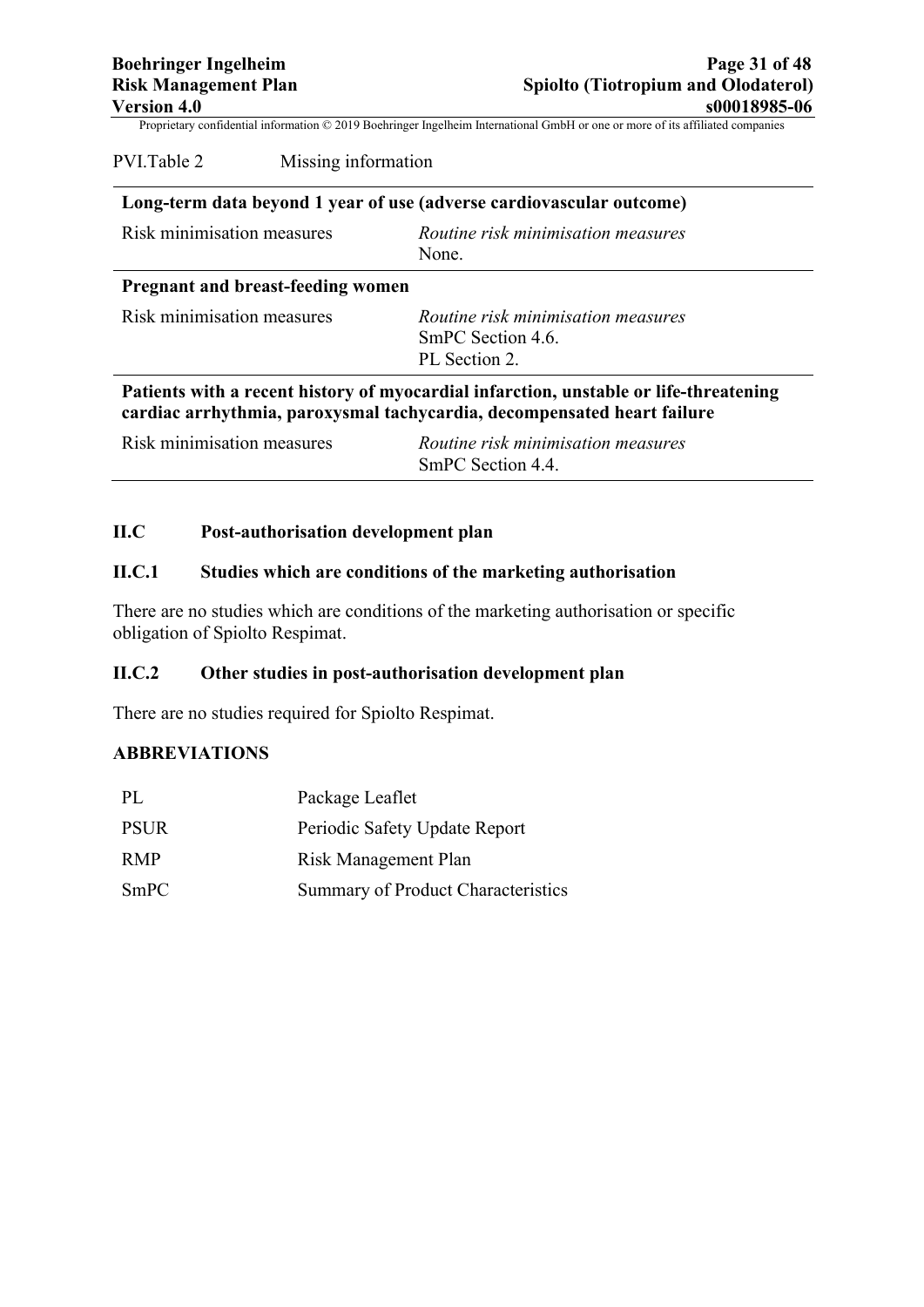PVI.Table 2 Missing information

| | |
|---|---|
| **Long-term data beyond 1 year of use (adverse cardiovascular outcome)** | |
| Risk minimisation measures | *Routine risk minimisation measures*<br>None. |
| **Pregnant and breast-feeding women** | |
| Risk minimisation measures | *Routine risk minimisation measures*<br>SmPC Section 4.6.<br>PL Section 2. |
| **Patients with a recent history of myocardial infarction, unstable or life-threatening cardiac arrhythmia, paroxysmal tachycardia, decompensated heart failure** | |
| Risk minimisation measures | *Routine risk minimisation measures*<br>SmPC Section 4.4. |

## II.C Post-authorisation development plan

### II.C.1 Studies which are conditions of the marketing authorisation

There are no studies which are conditions of the marketing authorisation or specific obligation of Spiolto Respimat.

### II.C.2 Other studies in post-authorisation development plan

There are no studies required for Spiolto Respimat.

## ABBREVIATIONS

| | |
|---|---|
| PL | Package Leaflet |
| PSUR | Periodic Safety Update Report |
| RMP | Risk Management Plan |
| SmPC | Summary of Product Characteristics |